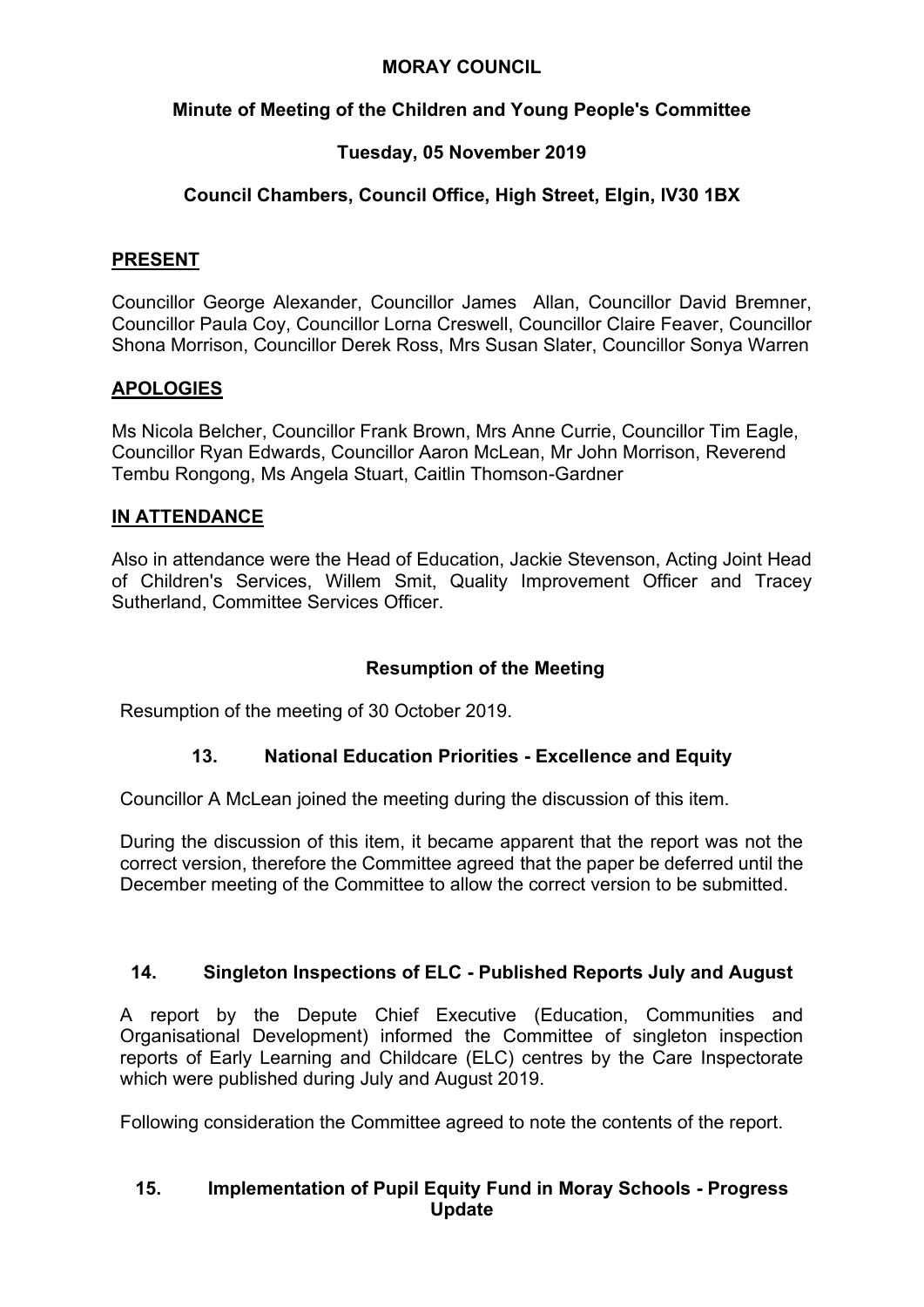# MORAY COUNCIL

## Minute of Meeting of the Children and Young People's Committee

## Tuesday, 05 November 2019

## Council Chambers, Council Office, High Street, Elgin, IV30 1BX

**PRESENT**

Councillor George Alexander, Councillor James Allan, Councillor David Bremner, Councillor Paula Coy, Councillor Lorna Creswell, Councillor Claire Feaver, Councillor Shona Morrison, Councillor Derek Ross, Mrs Susan Slater, Councillor Sonya Warren

**APOLOGIES**

Ms Nicola Belcher, Councillor Frank Brown, Mrs Anne Currie, Councillor Tim Eagle, Councillor Ryan Edwards, Councillor Aaron McLean, Mr John Morrison, Reverend Tembu Rongong, Ms Angela Stuart, Caitlin Thomson-Gardner

**IN ATTENDANCE**

Also in attendance were the Head of Education, Jackie Stevenson, Acting Joint Head of Children's Services, Willem Smit, Quality Improvement Officer and Tracey Sutherland, Committee Services Officer.

### Resumption of the Meeting

Resumption of the meeting of 30 October 2019.

### 13. National Education Priorities - Excellence and Equity

Councillor A McLean joined the meeting during the discussion of this item.

During the discussion of this item, it became apparent that the report was not the correct version, therefore the Committee agreed that the paper be deferred until the December meeting of the Committee to allow the correct version to be submitted.

### 14. Singleton Inspections of ELC - Published Reports July and August

A report by the Depute Chief Executive (Education, Communities and Organisational Development) informed the Committee of singleton inspection reports of Early Learning and Childcare (ELC) centres by the Care Inspectorate which were published during July and August 2019.

Following consideration the Committee agreed to note the contents of the report.

### 15. Implementation of Pupil Equity Fund in Moray Schools - Progress Update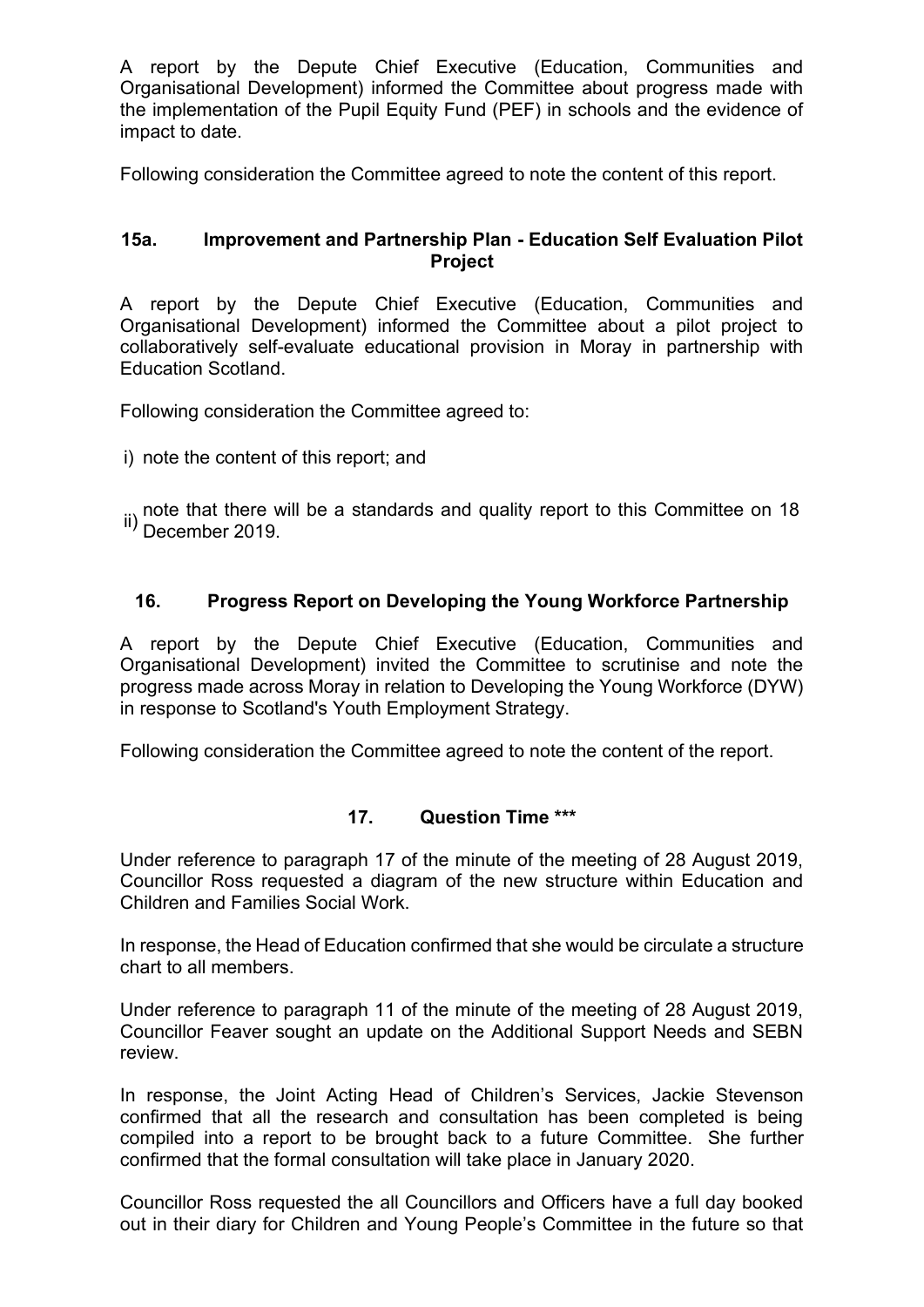A report by the Depute Chief Executive (Education, Communities and Organisational Development) informed the Committee about progress made with the implementation of the Pupil Equity Fund (PEF) in schools and the evidence of impact to date.

Following consideration the Committee agreed to note the content of this report.

### 15a. Improvement and Partnership Plan - Education Self Evaluation Pilot Project

A report by the Depute Chief Executive (Education, Communities and Organisational Development) informed the Committee about a pilot project to collaboratively self-evaluate educational provision in Moray in partnership with Education Scotland.

Following consideration the Committee agreed to:

i) note the content of this report; and

ii) note that there will be a standards and quality report to this Committee on 18 December 2019.

### 16. Progress Report on Developing the Young Workforce Partnership

A report by the Depute Chief Executive (Education, Communities and Organisational Development) invited the Committee to scrutinise and note the progress made across Moray in relation to Developing the Young Workforce (DYW) in response to Scotland's Youth Employment Strategy.

Following consideration the Committee agreed to note the content of the report.

### 17. Question Time ***

Under reference to paragraph 17 of the minute of the meeting of 28 August 2019, Councillor Ross requested a diagram of the new structure within Education and Children and Families Social Work.

In response, the Head of Education confirmed that she would be circulate a structure chart to all members.

Under reference to paragraph 11 of the minute of the meeting of 28 August 2019, Councillor Feaver sought an update on the Additional Support Needs and SEBN review.

In response, the Joint Acting Head of Children's Services, Jackie Stevenson confirmed that all the research and consultation has been completed is being compiled into a report to be brought back to a future Committee. She further confirmed that the formal consultation will take place in January 2020.

Councillor Ross requested the all Councillors and Officers have a full day booked out in their diary for Children and Young People's Committee in the future so that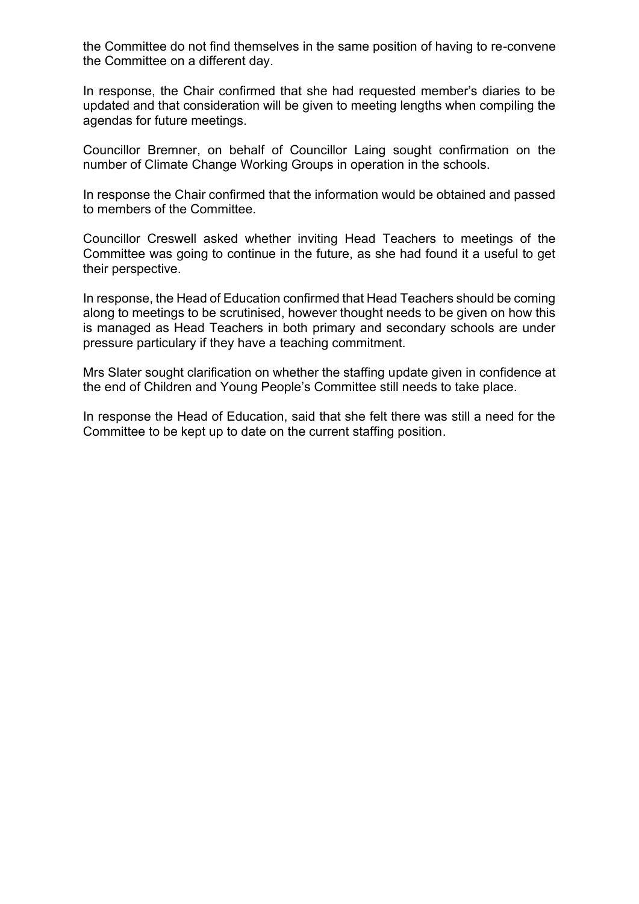the Committee do not find themselves in the same position of having to re-convene the Committee on a different day.

In response, the Chair confirmed that she had requested member's diaries to be updated and that consideration will be given to meeting lengths when compiling the agendas for future meetings.

Councillor Bremner, on behalf of Councillor Laing sought confirmation on the number of Climate Change Working Groups in operation in the schools.

In response the Chair confirmed that the information would be obtained and passed to members of the Committee.

Councillor Creswell asked whether inviting Head Teachers to meetings of the Committee was going to continue in the future, as she had found it a useful to get their perspective.

In response, the Head of Education confirmed that Head Teachers should be coming along to meetings to be scrutinised, however thought needs to be given on how this is managed as Head Teachers in both primary and secondary schools are under pressure particulary if they have a teaching commitment.

Mrs Slater sought clarification on whether the staffing update given in confidence at the end of Children and Young People's Committee still needs to take place.

In response the Head of Education, said that she felt there was still a need for the Committee to be kept up to date on the current staffing position.